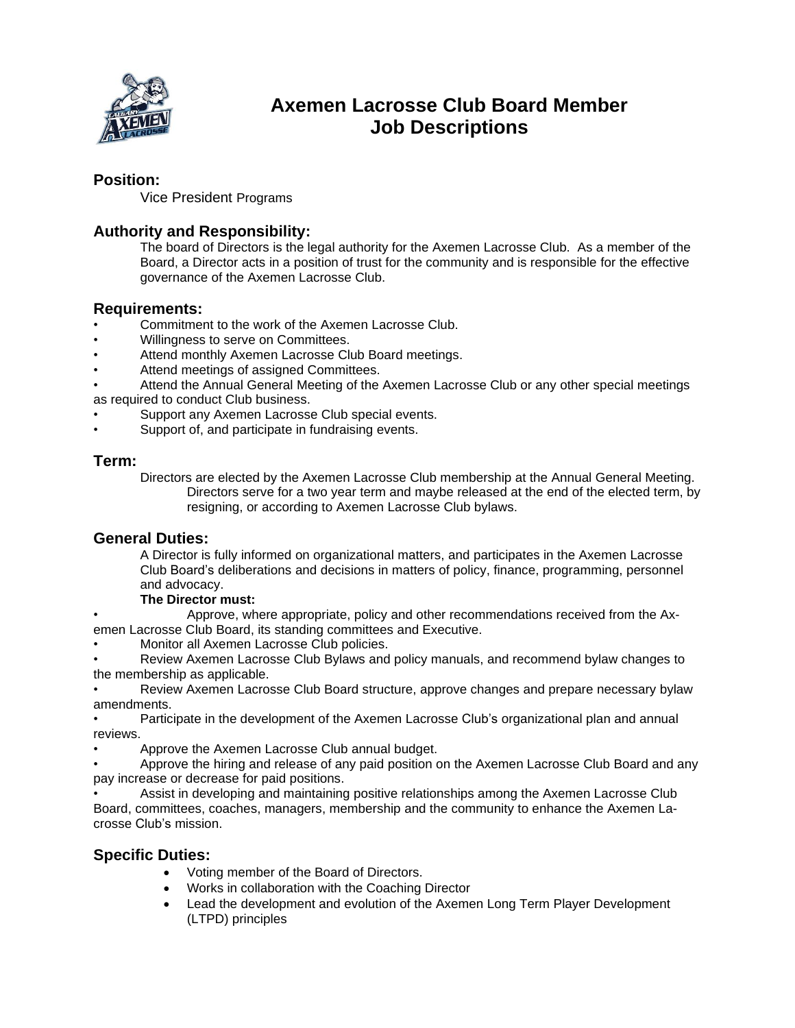# Axemen Lacrosse Club Board Member Job Descriptions

## Position:

Vice President Programs

## Authority and Responsibility:

The board of Directors is the legal authority for the Axemen Lacrosse Club. As a member of the Board, a Director acts in a position of trust for the community and is responsible for the effective governance of the Axemen Lacrosse Club.

## Requirements:

- Commitment to the work of the Axemen Lacrosse Club.
- Willingness to serve on Committees.
- Attend monthly Axemen Lacrosse Club Board meetings.
- Attend meetings of assigned Committees.
- Attend the Annual General Meeting of the Axemen Lacrosse Club or any other special meetings as required to conduct Club business.
- Support any Axemen Lacrosse Club special events.
- Support of, and participate in fundraising events.

## Term:

Directors are elected by the Axemen Lacrosse Club membership at the Annual General Meeting. Directors serve for a two year term and maybe released at the end of the elected term, by resigning, or according to Axemen Lacrosse Club bylaws.

## General Duties:

A Director is fully informed on organizational matters, and participates in the Axemen Lacrosse Club Board's deliberations and decisions in matters of policy, finance, programming, personnel and advocacy.

**The Director must:**

- Approve, where appropriate, policy and other recommendations received from the Axemen Lacrosse Club Board, its standing committees and Executive.
- Monitor all Axemen Lacrosse Club policies.
- Review Axemen Lacrosse Club Bylaws and policy manuals, and recommend bylaw changes to the membership as applicable.
- Review Axemen Lacrosse Club Board structure, approve changes and prepare necessary bylaw amendments.
- Participate in the development of the Axemen Lacrosse Club's organizational plan and annual reviews.
- Approve the Axemen Lacrosse Club annual budget.
- Approve the hiring and release of any paid position on the Axemen Lacrosse Club Board and any pay increase or decrease for paid positions.
- Assist in developing and maintaining positive relationships among the Axemen Lacrosse Club Board, committees, coaches, managers, membership and the community to enhance the Axemen Lacrosse Club's mission.

## Specific Duties:

- Voting member of the Board of Directors.
- Works in collaboration with the Coaching Director
- Lead the development and evolution of the Axemen Long Term Player Development (LTPD) principles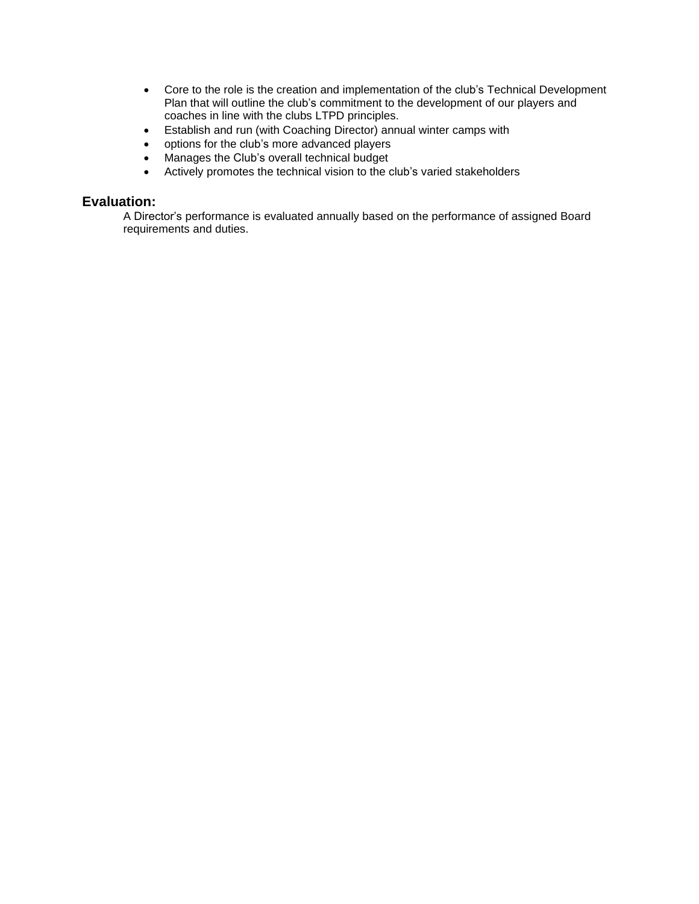- Core to the role is the creation and implementation of the club's Technical Development Plan that will outline the club's commitment to the development of our players and coaches in line with the clubs LTPD principles.
- Establish and run (with Coaching Director) annual winter camps with
- options for the club's more advanced players
- Manages the Club's overall technical budget
- Actively promotes the technical vision to the club's varied stakeholders

## Evaluation:

A Director's performance is evaluated annually based on the performance of assigned Board requirements and duties.